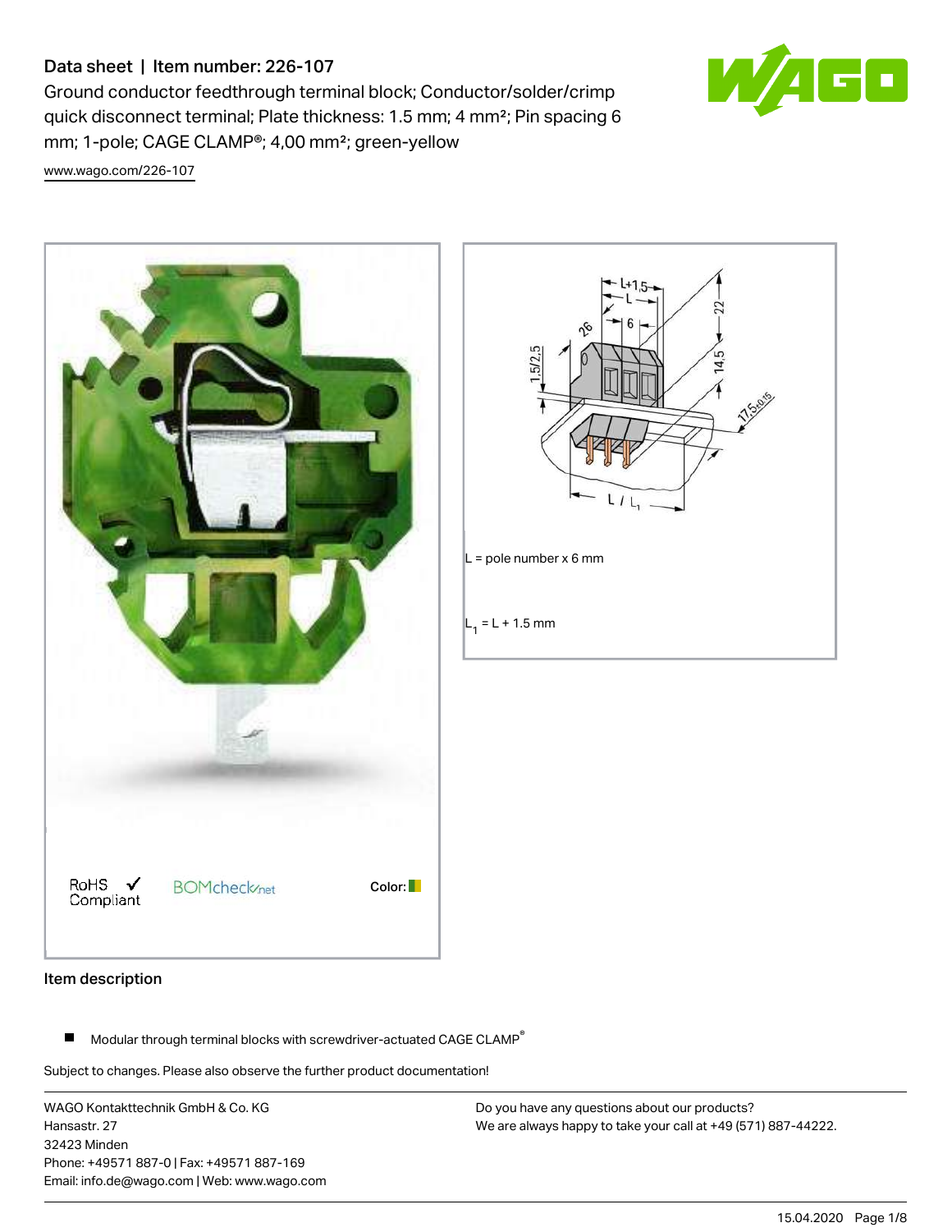# Data sheet | Item number: 226-107

Ground conductor feedthrough terminal block; Conductor/solder/crimp quick disconnect terminal; Plate thickness: 1.5 mm; 4 mm²; Pin spacing 6 mm; 1-pole; CAGE CLAMP®; 4,00 mm²; green-yellow

www.wago.com/226-107

RoHS Compliant

BOMcheck.net

Color:

L = pole number x 6 mm

$L_1$ = L + 1.5 mm

## Item description

- Modular through terminal blocks with screwdriver-actuated CAGE CLAMP®

Subject to changes. Please also observe the further product documentation!

WAGO Kontakttechnik GmbH & Co. KG
Hansastr. 27
32423 Minden
Phone: +49571 887-0 | Fax: +49571 887-169
Email: info.de@wago.com | Web: www.wago.com

Do you have any questions about our products?
We are always happy to take your call at +49 (571) 887-44222.

15.04.2020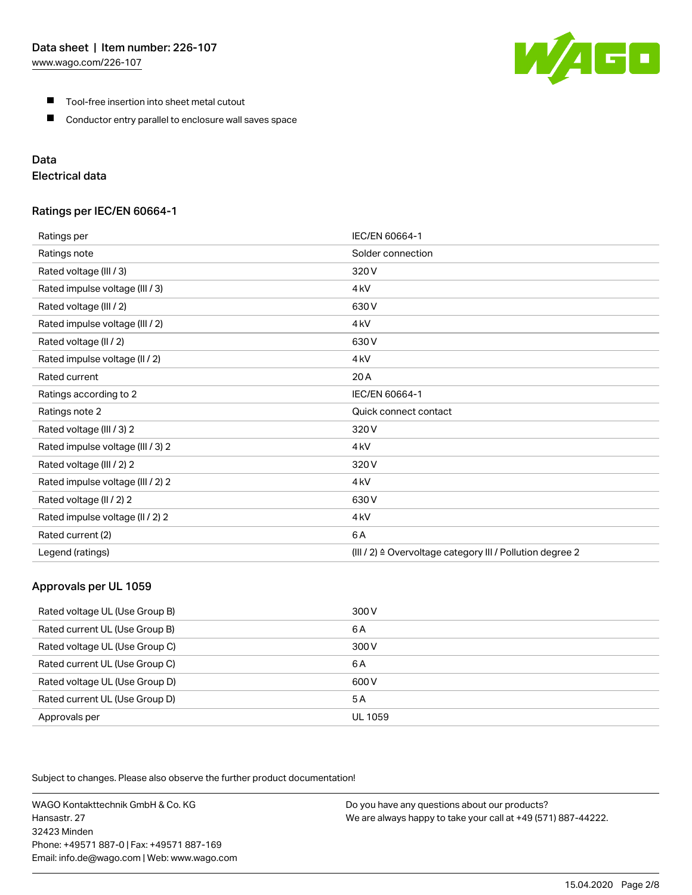- Tool-free insertion into sheet metal cutout
- Conductor entry parallel to enclosure wall saves space

## Data

### Electrical data

#### Ratings per IEC/EN 60664-1

| | |
|---|---|
| Ratings per | IEC/EN 60664-1 |
| Ratings note | Solder connection |
| Rated voltage (III / 3) | 320 V |
| Rated impulse voltage (III / 3) | 4 kV |
| Rated voltage (III / 2) | 630 V |
| Rated impulse voltage (III / 2) | 4 kV |
| Rated voltage (II / 2) | 630 V |
| Rated impulse voltage (II / 2) | 4 kV |
| Rated current | 20 A |
| Ratings according to 2 | IEC/EN 60664-1 |
| Ratings note 2 | Quick connect contact |
| Rated voltage (III / 3) 2 | 320 V |
| Rated impulse voltage (III / 3) 2 | 4 kV |
| Rated voltage (III / 2) 2 | 320 V |
| Rated impulse voltage (III / 2) 2 | 4 kV |
| Rated voltage (II / 2) 2 | 630 V |
| Rated impulse voltage (II / 2) 2 | 4 kV |
| Rated current (2) | 6 A |
| Legend (ratings) | (III / 2) ≙ Overvoltage category III / Pollution degree 2 |

#### Approvals per UL 1059

| | |
|---|---|
| Rated voltage UL (Use Group B) | 300 V |
| Rated current UL (Use Group B) | 6 A |
| Rated voltage UL (Use Group C) | 300 V |
| Rated current UL (Use Group C) | 6 A |
| Rated voltage UL (Use Group D) | 600 V |
| Rated current UL (Use Group D) | 5 A |
| Approvals per | UL 1059 |

Subject to changes. Please also observe the further product documentation!

WAGO Kontakttechnik GmbH & Co. KG
Hansastr. 27
32423 Minden
Phone: +49571 887-0 | Fax: +49571 887-169
Email: info.de@wago.com | Web: www.wago.com

Do you have any questions about our products?
We are always happy to take your call at +49 (571) 887-44222.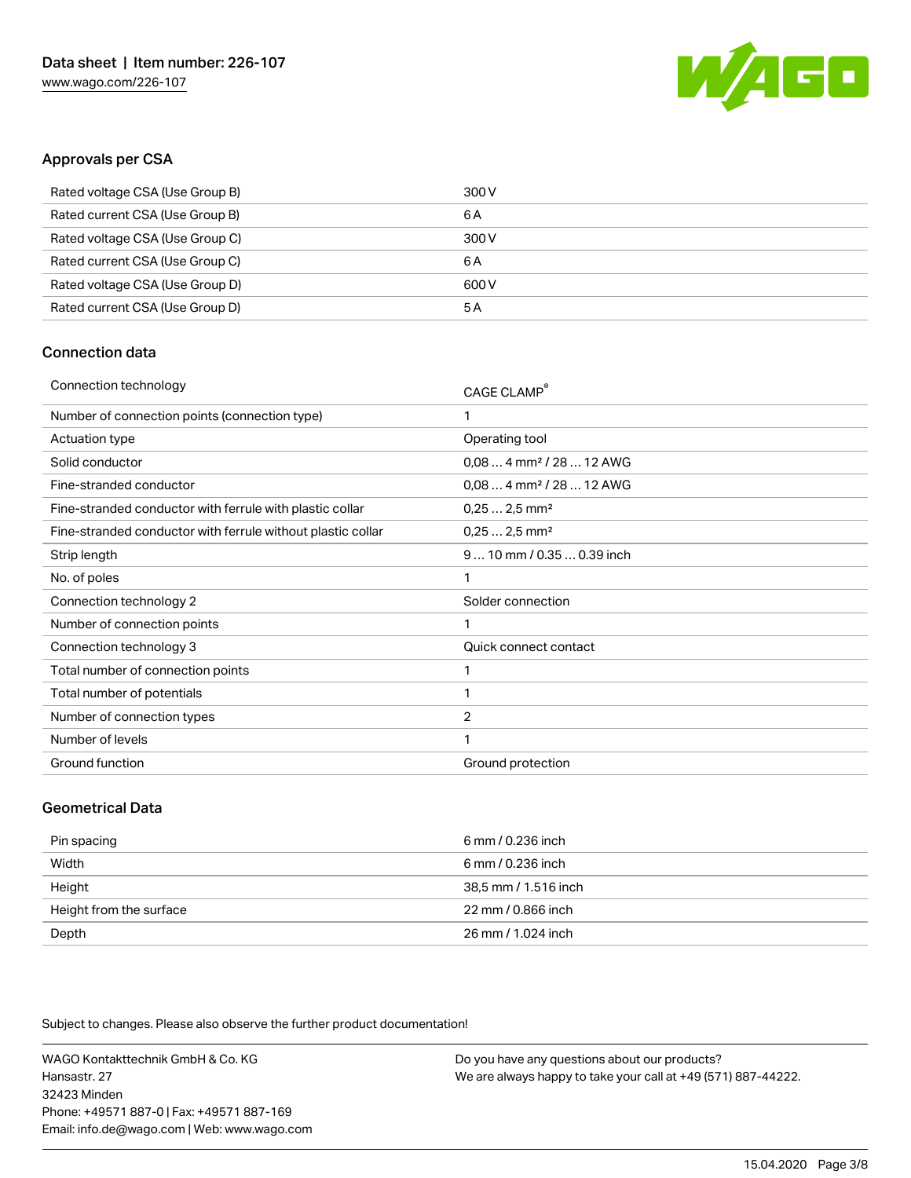## Approvals per CSA

| | |
|---|---|
| Rated voltage CSA (Use Group B) | 300 V |
| Rated current CSA (Use Group B) | 6 A |
| Rated voltage CSA (Use Group C) | 300 V |
| Rated current CSA (Use Group C) | 6 A |
| Rated voltage CSA (Use Group D) | 600 V |
| Rated current CSA (Use Group D) | 5 A |

## Connection data

| | |
|---|---|
| Connection technology | CAGE CLAMP® |
| Number of connection points (connection type) | 1 |
| Actuation type | Operating tool |
| Solid conductor | 0,08 … 4 mm² / 28 … 12 AWG |
| Fine-stranded conductor | 0,08 … 4 mm² / 28 … 12 AWG |
| Fine-stranded conductor with ferrule with plastic collar | 0,25 … 2,5 mm² |
| Fine-stranded conductor with ferrule without plastic collar | 0,25 … 2,5 mm² |
| Strip length | 9 … 10 mm / 0.35 … 0.39 inch |
| No. of poles | 1 |
| Connection technology 2 | Solder connection |
| Number of connection points | 1 |
| Connection technology 3 | Quick connect contact |
| Total number of connection points | 1 |
| Total number of potentials | 1 |
| Number of connection types | 2 |
| Number of levels | 1 |
| Ground function | Ground protection |

## Geometrical Data

| | |
|---|---|
| Pin spacing | 6 mm / 0.236 inch |
| Width | 6 mm / 0.236 inch |
| Height | 38,5 mm / 1.516 inch |
| Height from the surface | 22 mm / 0.866 inch |
| Depth | 26 mm / 1.024 inch |

Subject to changes. Please also observe the further product documentation!

WAGO Kontakttechnik GmbH & Co. KG
Hansastr. 27
32423 Minden
Phone: +49571 887-0 | Fax: +49571 887-169
Email: info.de@wago.com | Web: www.wago.com

Do you have any questions about our products?
We are always happy to take your call at +49 (571) 887-44222.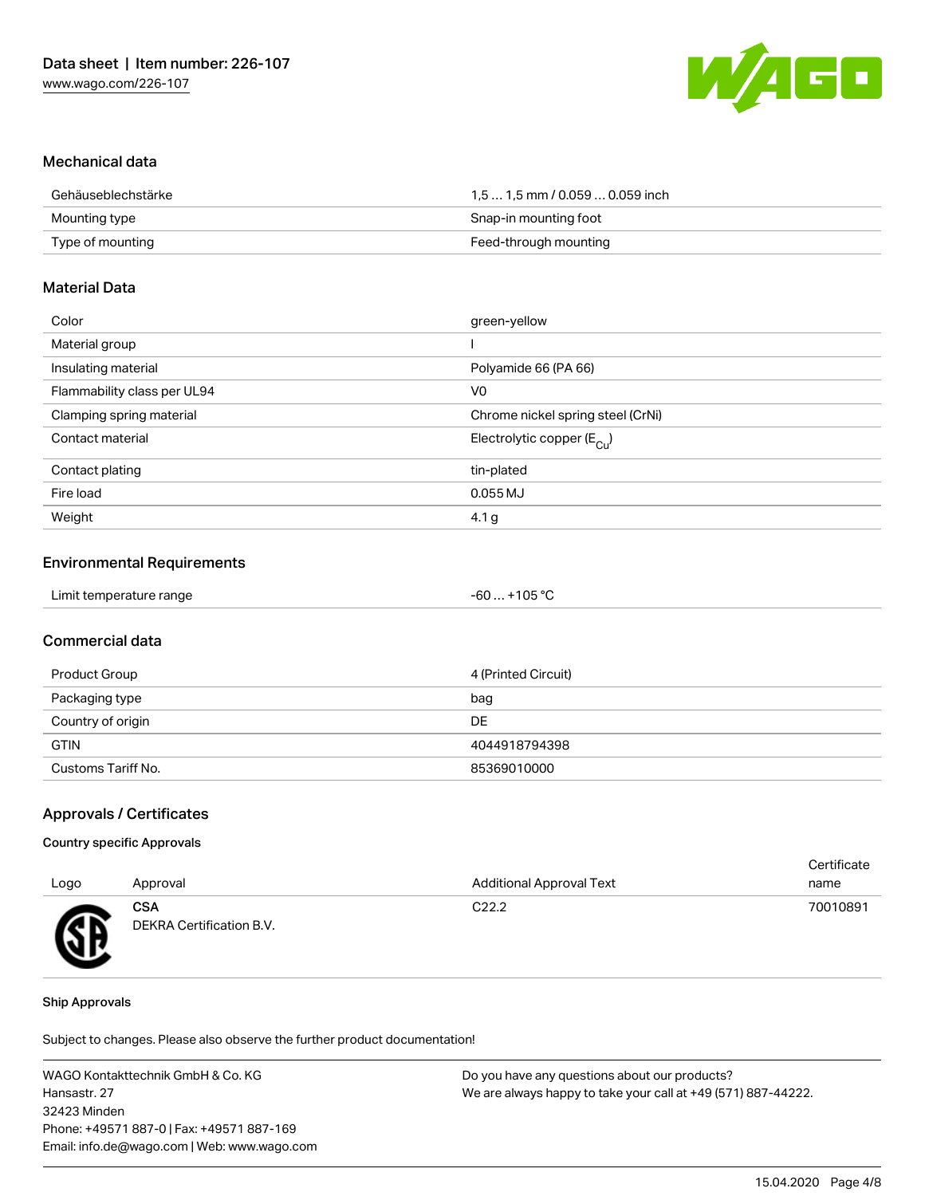## Mechanical data

| | |
|---|---|
| Gehäuseblechstärke | 1,5 … 1,5 mm / 0.059 … 0.059 inch |
| Mounting type | Snap-in mounting foot |
| Type of mounting | Feed-through mounting |

## Material Data

| | |
|---|---|
| Color | green-yellow |
| Material group | I |
| Insulating material | Polyamide 66 (PA 66) |
| Flammability class per UL94 | V0 |
| Clamping spring material | Chrome nickel spring steel (CrNi) |
| Contact material | Electrolytic copper ($E_{Cu}$) |
| Contact plating | tin-plated |
| Fire load | 0.055 MJ |
| Weight | 4.1 g |

## Environmental Requirements

| | |
|---|---|
| Limit temperature range | -60 … +105 °C |

## Commercial data

| | |
|---|---|
| Product Group | 4 (Printed Circuit) |
| Packaging type | bag |
| Country of origin | DE |
| GTIN | 4044918794398 |
| Customs Tariff No. | 85369010000 |

## Approvals / Certificates

### Country specific Approvals

| Logo | Approval | Additional Approval Text | Certificate name |
|---|---|---|---|
| | **CSA** DEKRA Certification B.V. | C22.2 | 70010891 |

### Ship Approvals

Subject to changes. Please also observe the further product documentation!

WAGO Kontakttechnik GmbH & Co. KG
Hansastr. 27
32423 Minden
Phone: +49571 887-0 | Fax: +49571 887-169
Email: info.de@wago.com | Web: www.wago.com

Do you have any questions about our products?
We are always happy to take your call at +49 (571) 887-44222.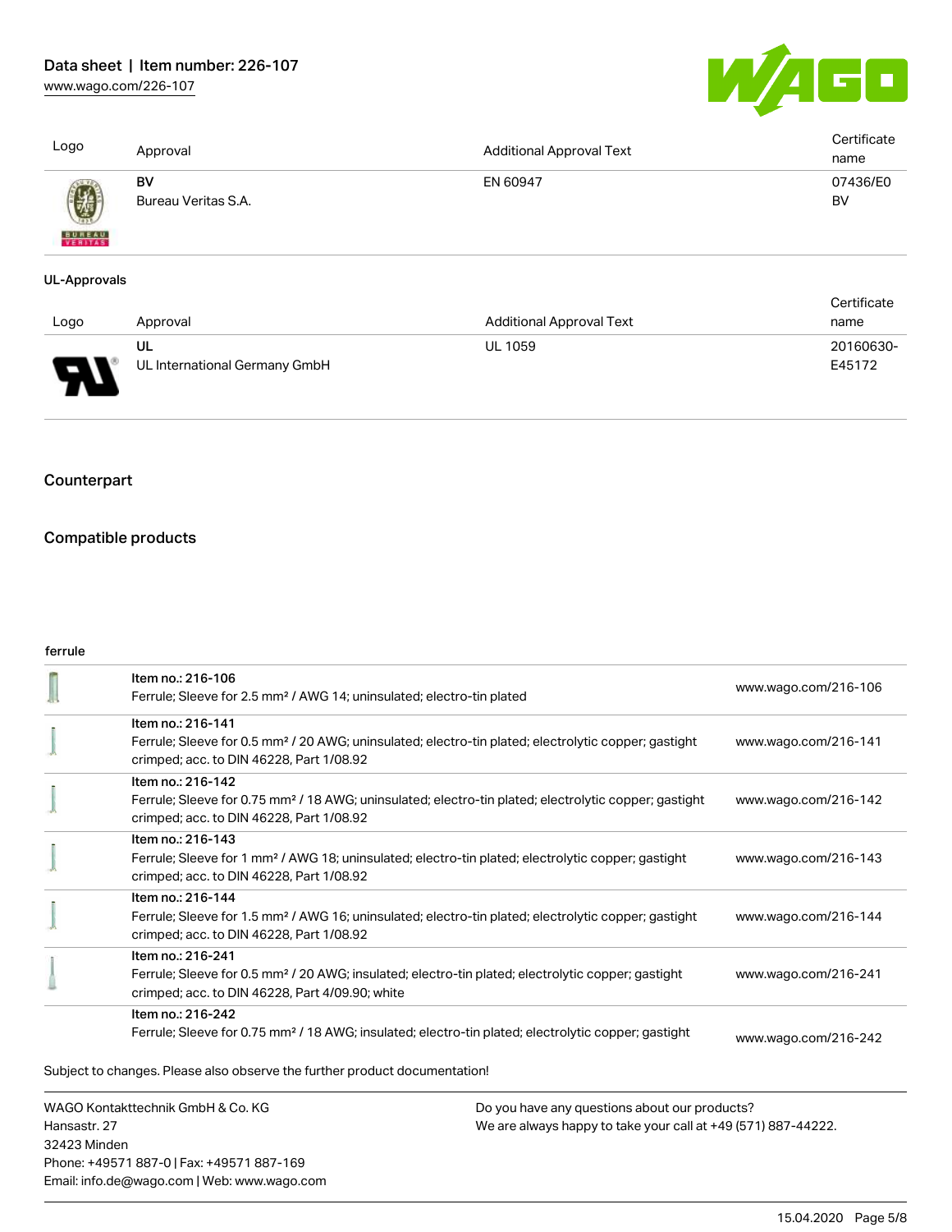| Logo | Approval | Additional Approval Text | Certificate name |
|---|---|---|---|
| | **BV** Bureau Veritas S.A. | EN 60947 | 07436/E0 BV |

**UL-Approvals**

| Logo | Approval | Additional Approval Text | Certificate name |
|---|---|---|---|
| | **UL** UL International Germany GmbH | UL 1059 | 20160630-E45172 |

## Counterpart

## Compatible products

**ferrule**

| | Item | Link |
|---|---|---|
| | Item no.: 216-106<br>Ferrule; Sleeve for 2.5 mm² / AWG 14; uninsulated; electro-tin plated | www.wago.com/216-106 |
| | Item no.: 216-141<br>Ferrule; Sleeve for 0.5 mm² / 20 AWG; uninsulated; electro-tin plated; electrolytic copper; gastight crimped; acc. to DIN 46228, Part 1/08.92 | www.wago.com/216-141 |
| | Item no.: 216-142<br>Ferrule; Sleeve for 0.75 mm² / 18 AWG; uninsulated; electro-tin plated; electrolytic copper; gastight crimped; acc. to DIN 46228, Part 1/08.92 | www.wago.com/216-142 |
| | Item no.: 216-143<br>Ferrule; Sleeve for 1 mm² / AWG 18; uninsulated; electro-tin plated; electrolytic copper; gastight crimped; acc. to DIN 46228, Part 1/08.92 | www.wago.com/216-143 |
| | Item no.: 216-144<br>Ferrule; Sleeve for 1.5 mm² / AWG 16; uninsulated; electro-tin plated; electrolytic copper; gastight crimped; acc. to DIN 46228, Part 1/08.92 | www.wago.com/216-144 |
| | Item no.: 216-241<br>Ferrule; Sleeve for 0.5 mm² / 20 AWG; insulated; electro-tin plated; electrolytic copper; gastight crimped; acc. to DIN 46228, Part 4/09.90; white | www.wago.com/216-241 |
| | Item no.: 216-242<br>Ferrule; Sleeve for 0.75 mm² / 18 AWG; insulated; electro-tin plated; electrolytic copper; gastight | www.wago.com/216-242 |

Subject to changes. Please also observe the further product documentation!

WAGO Kontakttechnik GmbH & Co. KG
Hansastr. 27
32423 Minden
Phone: +49571 887-0 | Fax: +49571 887-169
Email: info.de@wago.com | Web: www.wago.com

Do you have any questions about our products?
We are always happy to take your call at +49 (571) 887-44222.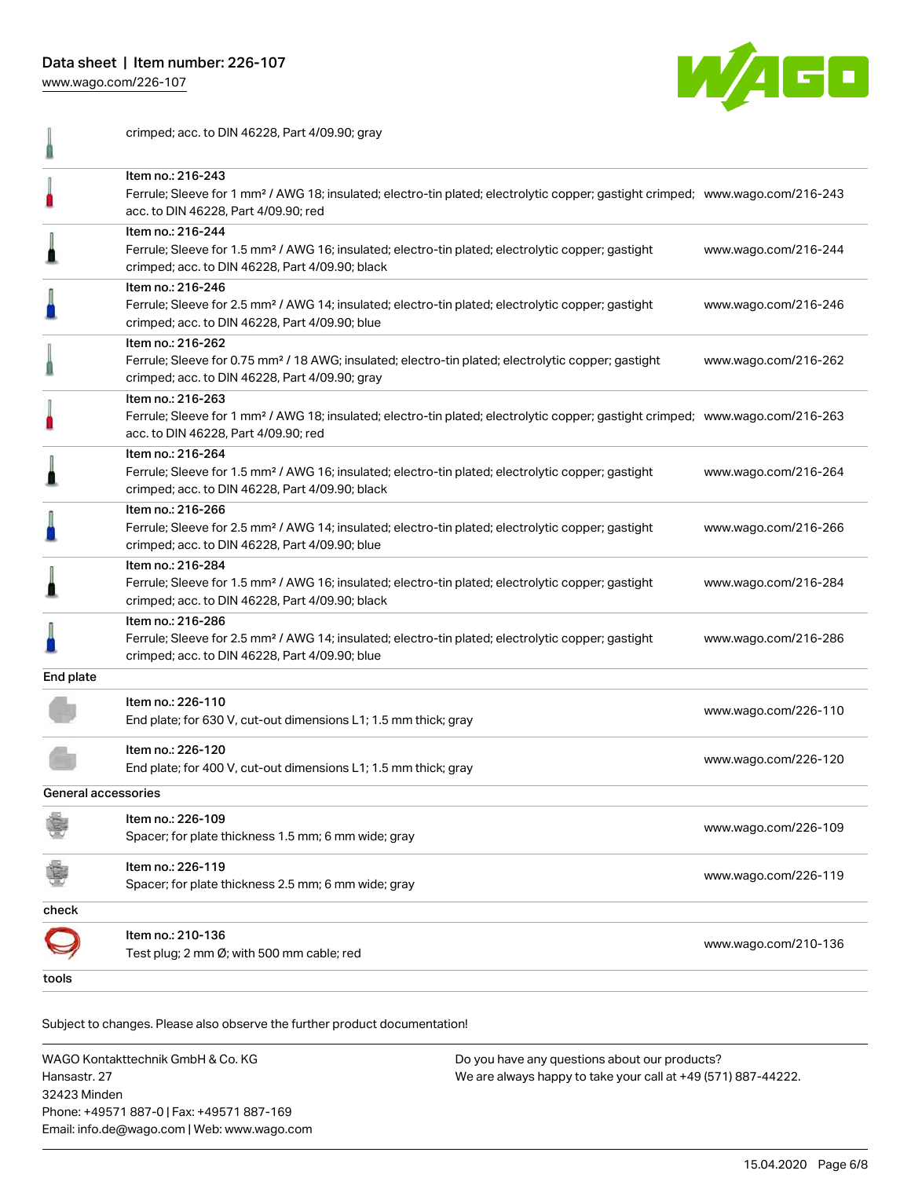| | | |
|---|---|---|
| | crimped; acc. to DIN 46228, Part 4/09.90; gray | |
| | Item no.: 216-243<br>Ferrule; Sleeve for 1 mm² / AWG 18; insulated; electro-tin plated; electrolytic copper; gastight crimped; acc. to DIN 46228, Part 4/09.90; red | www.wago.com/216-243 |
| | Item no.: 216-244<br>Ferrule; Sleeve for 1.5 mm² / AWG 16; insulated; electro-tin plated; electrolytic copper; gastight crimped; acc. to DIN 46228, Part 4/09.90; black | www.wago.com/216-244 |
| | Item no.: 216-246<br>Ferrule; Sleeve for 2.5 mm² / AWG 14; insulated; electro-tin plated; electrolytic copper; gastight crimped; acc. to DIN 46228, Part 4/09.90; blue | www.wago.com/216-246 |
| | Item no.: 216-262<br>Ferrule; Sleeve for 0.75 mm² / 18 AWG; insulated; electro-tin plated; electrolytic copper; gastight crimped; acc. to DIN 46228, Part 4/09.90; gray | www.wago.com/216-262 |
| | Item no.: 216-263<br>Ferrule; Sleeve for 1 mm² / AWG 18; insulated; electro-tin plated; electrolytic copper; gastight crimped; acc. to DIN 46228, Part 4/09.90; red | www.wago.com/216-263 |
| | Item no.: 216-264<br>Ferrule; Sleeve for 1.5 mm² / AWG 16; insulated; electro-tin plated; electrolytic copper; gastight crimped; acc. to DIN 46228, Part 4/09.90; black | www.wago.com/216-264 |
| | Item no.: 216-266<br>Ferrule; Sleeve for 2.5 mm² / AWG 14; insulated; electro-tin plated; electrolytic copper; gastight crimped; acc. to DIN 46228, Part 4/09.90; blue | www.wago.com/216-266 |
| | Item no.: 216-284<br>Ferrule; Sleeve for 1.5 mm² / AWG 16; insulated; electro-tin plated; electrolytic copper; gastight crimped; acc. to DIN 46228, Part 4/09.90; black | www.wago.com/216-284 |
| | Item no.: 216-286<br>Ferrule; Sleeve for 2.5 mm² / AWG 14; insulated; electro-tin plated; electrolytic copper; gastight crimped; acc. to DIN 46228, Part 4/09.90; blue | www.wago.com/216-286 |
| **End plate** | | |
| | Item no.: 226-110<br>End plate; for 630 V, cut-out dimensions L1; 1.5 mm thick; gray | www.wago.com/226-110 |
| | Item no.: 226-120<br>End plate; for 400 V, cut-out dimensions L1; 1.5 mm thick; gray | www.wago.com/226-120 |
| **General accessories** | | |
| | Item no.: 226-109<br>Spacer; for plate thickness 1.5 mm; 6 mm wide; gray | www.wago.com/226-109 |
| | Item no.: 226-119<br>Spacer; for plate thickness 2.5 mm; 6 mm wide; gray | www.wago.com/226-119 |
| **check** | | |
| | Item no.: 210-136<br>Test plug; 2 mm Ø; with 500 mm cable; red | www.wago.com/210-136 |
| **tools** | | |

Subject to changes. Please also observe the further product documentation!

WAGO Kontakttechnik GmbH & Co. KG
Hansastr. 27
32423 Minden
Phone: +49571 887-0 | Fax: +49571 887-169
Email: info.de@wago.com | Web: www.wago.com

Do you have any questions about our products?
We are always happy to take your call at +49 (571) 887-44222.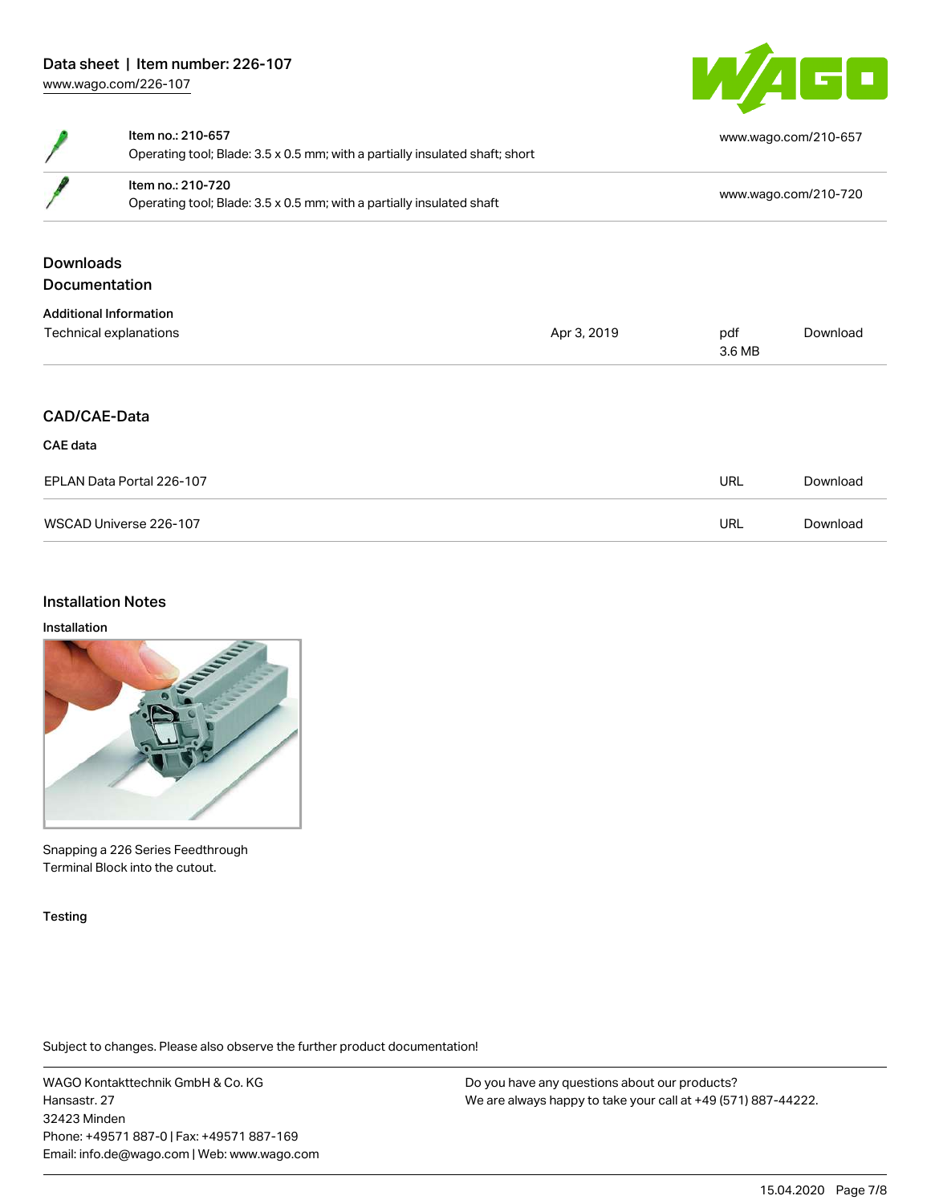| Item no. | Description | URL |
| --- | --- | --- |
| Item no.: 210-657 | Operating tool; Blade: 3.5 x 0.5 mm; with a partially insulated shaft; short | www.wago.com/210-657 |
| Item no.: 210-720 | Operating tool; Blade: 3.5 x 0.5 mm; with a partially insulated shaft | www.wago.com/210-720 |

## Downloads

## Documentation

### Additional Information

| Technical explanations | Apr 3, 2019 | pdf 3.6 MB | Download |
| --- | --- | --- | --- |

## CAD/CAE-Data

### CAE data

| | | |
| --- | --- | --- |
| EPLAN Data Portal 226-107 | URL | Download |
| WSCAD Universe 226-107 | URL | Download |

## Installation Notes

### Installation

Snapping a 226 Series Feedthrough Terminal Block into the cutout.

### Testing

Subject to changes. Please also observe the further product documentation!

WAGO Kontakttechnik GmbH & Co. KG
Hansastr. 27
32423 Minden
Phone: +49571 887-0 | Fax: +49571 887-169
Email: info.de@wago.com | Web: www.wago.com

Do you have any questions about our products?
We are always happy to take your call at +49 (571) 887-44222.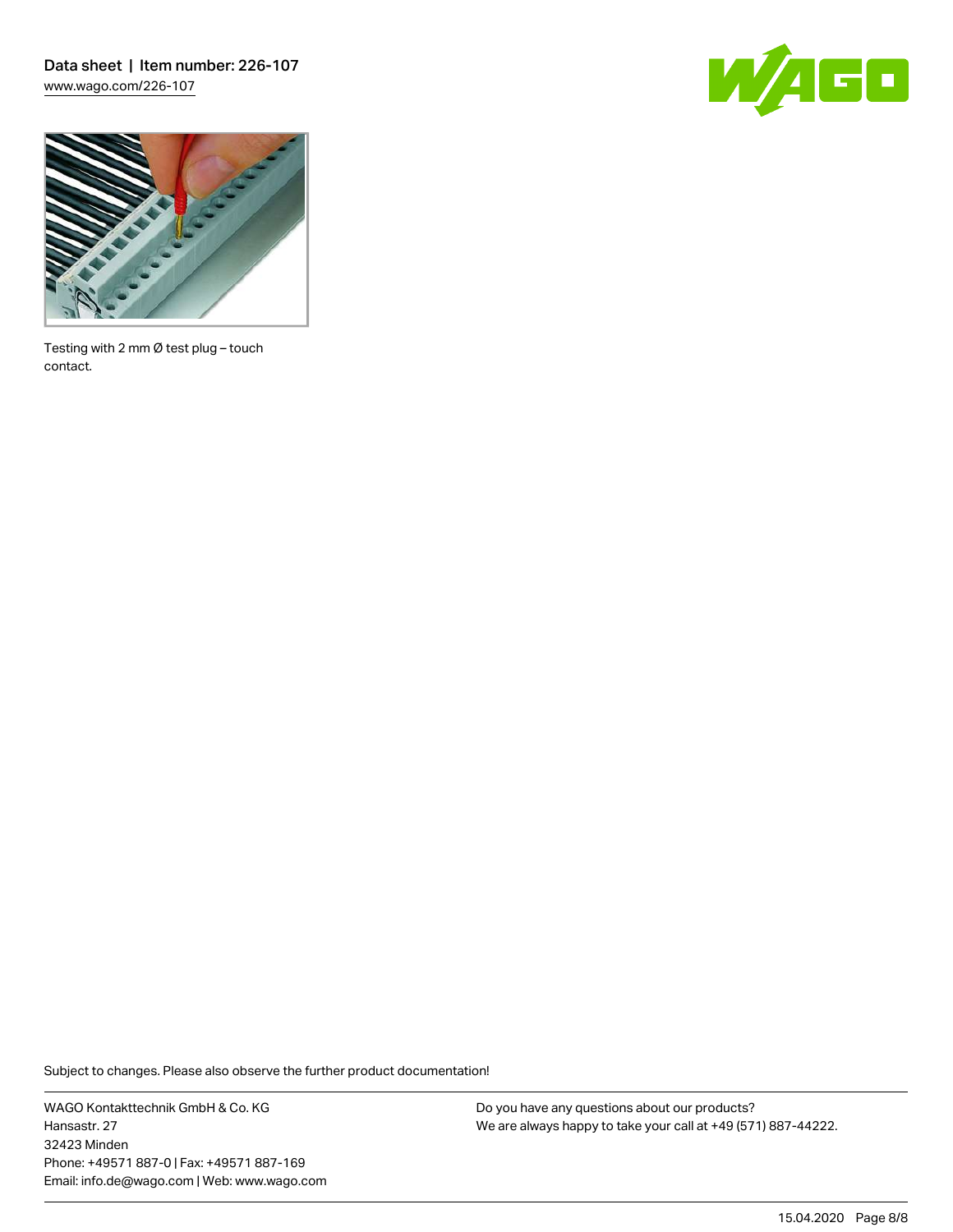Testing with 2 mm Ø test plug – touch contact.

Subject to changes. Please also observe the further product documentation!

WAGO Kontakttechnik GmbH & Co. KG
Hansastr. 27
32423 Minden
Phone: +49571 887-0 | Fax: +49571 887-169
Email: info.de@wago.com | Web: www.wago.com

Do you have any questions about our products?
We are always happy to take your call at +49 (571) 887-44222.